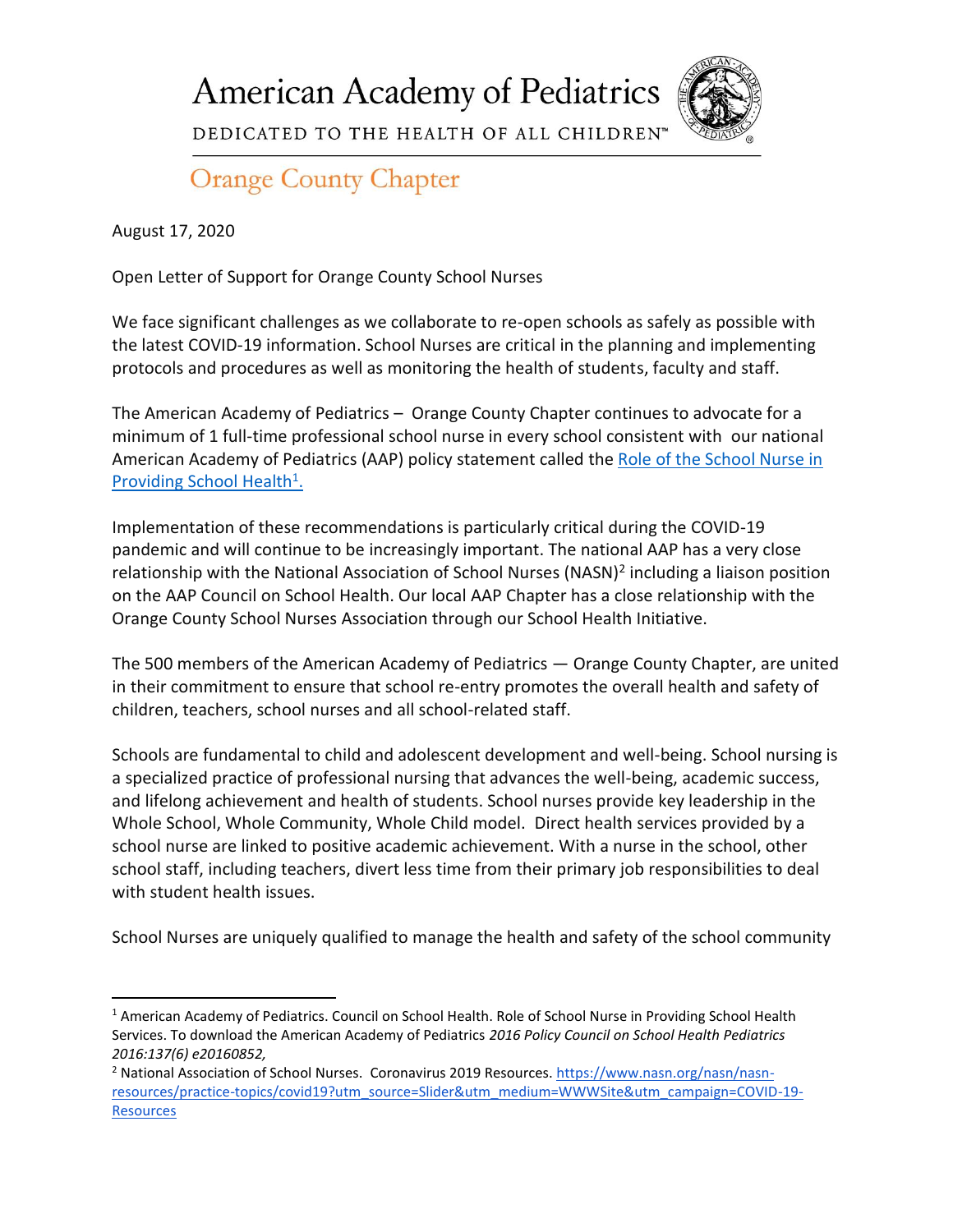# American Academy of Pediatrics

DEDICATED TO THE HEALTH OF ALL CHILDREN™

## Orange County Chapter

August 17, 2020

Open Letter of Support for Orange County School Nurses

We face significant challenges as we collaborate to re-open schools as safely as possible with the latest COVID-19 information. School Nurses are critical in the planning and implementing protocols and procedures as well as monitoring the health of students, faculty and staff.

The American Academy of Pediatrics – Orange County Chapter continues to advocate for a minimum of 1 full-time professional school nurse in every school consistent with our national American Academy of Pediatrics (AAP) policy statement called the [Role of the School Nurse in Providing School Health[1].]()

Implementation of these recommendations is particularly critical during the COVID-19 pandemic and will continue to be increasingly important. The national AAP has a very close relationship with the National Association of School Nurses (NASN)[2] including a liaison position on the AAP Council on School Health. Our local AAP Chapter has a close relationship with the Orange County School Nurses Association through our School Health Initiative.

The 500 members of the American Academy of Pediatrics — Orange County Chapter, are united in their commitment to ensure that school re-entry promotes the overall health and safety of children, teachers, school nurses and all school-related staff.

Schools are fundamental to child and adolescent development and well-being. School nursing is a specialized practice of professional nursing that advances the well-being, academic success, and lifelong achievement and health of students. School nurses provide key leadership in the Whole School, Whole Community, Whole Child model. Direct health services provided by a school nurse are linked to positive academic achievement. With a nurse in the school, other school staff, including teachers, divert less time from their primary job responsibilities to deal with student health issues.

School Nurses are uniquely qualified to manage the health and safety of the school community

---

[1] American Academy of Pediatrics. Council on School Health. Role of School Nurse in Providing School Health Services. To download the American Academy of Pediatrics *2016 Policy Council on School Health Pediatrics 2016:137(6) e20160852,*

[2] National Association of School Nurses. Coronavirus 2019 Resources. https://www.nasn.org/nasn/nasn-resources/practice-topics/covid19?utm_source=Slider&utm_medium=WWWSite&utm_campaign=COVID-19-Resources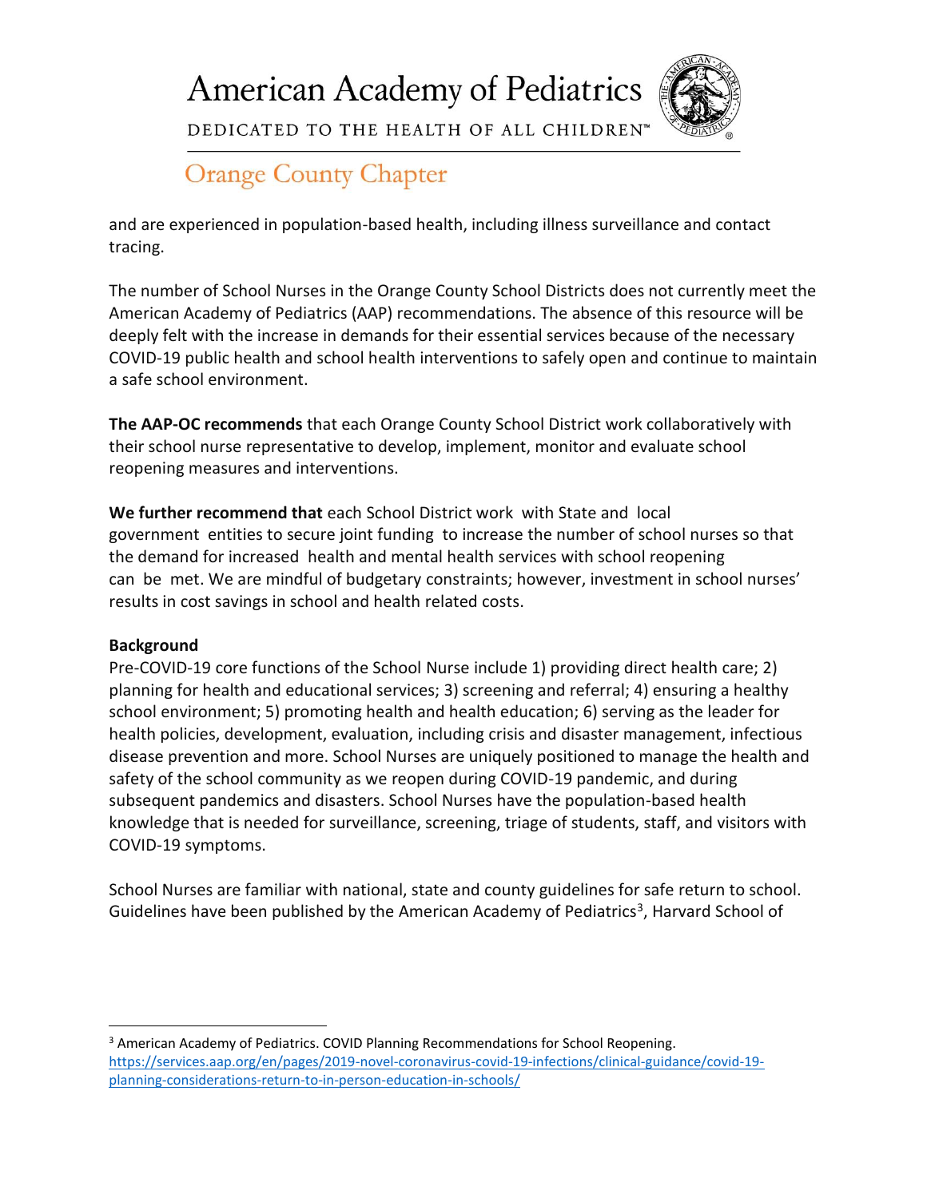and are experienced in population-based health, including illness surveillance and contact tracing.

The number of School Nurses in the Orange County School Districts does not currently meet the American Academy of Pediatrics (AAP) recommendations. The absence of this resource will be deeply felt with the increase in demands for their essential services because of the necessary COVID-19 public health and school health interventions to safely open and continue to maintain a safe school environment.

**The AAP-OC recommends** that each Orange County School District work collaboratively with their school nurse representative to develop, implement, monitor and evaluate school reopening measures and interventions.

**We further recommend that** each School District work with State and local government entities to secure joint funding to increase the number of school nurses so that the demand for increased health and mental health services with school reopening can be met. We are mindful of budgetary constraints; however, investment in school nurses' results in cost savings in school and health related costs.

**Background**

Pre-COVID-19 core functions of the School Nurse include 1) providing direct health care; 2) planning for health and educational services; 3) screening and referral; 4) ensuring a healthy school environment; 5) promoting health and health education; 6) serving as the leader for health policies, development, evaluation, including crisis and disaster management, infectious disease prevention and more. School Nurses are uniquely positioned to manage the health and safety of the school community as we reopen during COVID-19 pandemic, and during subsequent pandemics and disasters. School Nurses have the population-based health knowledge that is needed for surveillance, screening, triage of students, staff, and visitors with COVID-19 symptoms.

School Nurses are familiar with national, state and county guidelines for safe return to school. Guidelines have been published by the American Academy of Pediatrics[3], Harvard School of

[3] American Academy of Pediatrics. COVID Planning Recommendations for School Reopening. https://services.aap.org/en/pages/2019-novel-coronavirus-covid-19-infections/clinical-guidance/covid-19-planning-considerations-return-to-in-person-education-in-schools/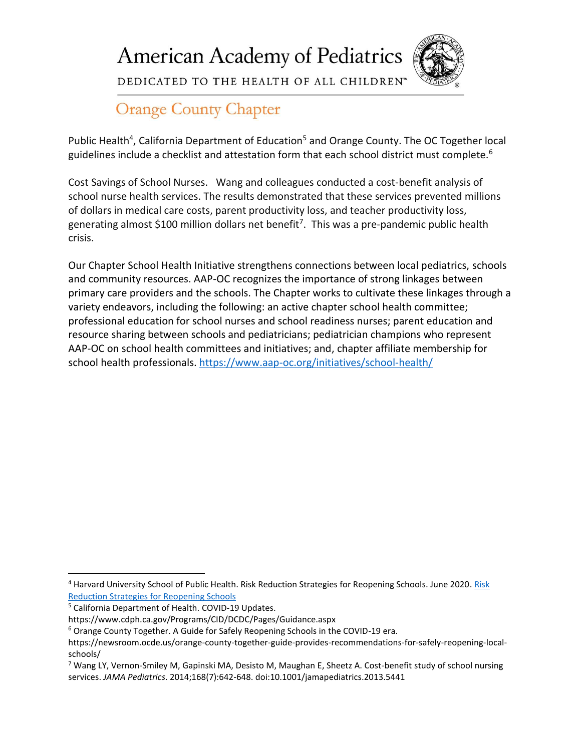Public Health[4], California Department of Education[5] and Orange County. The OC Together local guidelines include a checklist and attestation form that each school district must complete.[6]

Cost Savings of School Nurses. Wang and colleagues conducted a cost-benefit analysis of school nurse health services. The results demonstrated that these services prevented millions of dollars in medical care costs, parent productivity loss, and teacher productivity loss, generating almost $100 million dollars net benefit[7]. This was a pre-pandemic public health crisis.

Our Chapter School Health Initiative strengthens connections between local pediatrics, schools and community resources. AAP-OC recognizes the importance of strong linkages between primary care providers and the schools. The Chapter works to cultivate these linkages through a variety endeavors, including the following: an active chapter school health committee; professional education for school nurses and school readiness nurses; parent education and resource sharing between schools and pediatricians; pediatrician champions who represent AAP-OC on school health committees and initiatives; and, chapter affiliate membership for school health professionals. https://www.aap-oc.org/initiatives/school-health/

---

[4] Harvard University School of Public Health. Risk Reduction Strategies for Reopening Schools. June 2020. Risk Reduction Strategies for Reopening Schools

[5] California Department of Health. COVID-19 Updates. https://www.cdph.ca.gov/Programs/CID/DCDC/Pages/Guidance.aspx

[6] Orange County Together. A Guide for Safely Reopening Schools in the COVID-19 era. https://newsroom.ocde.us/orange-county-together-guide-provides-recommendations-for-safely-reopening-local-schools/

[7] Wang LY, Vernon-Smiley M, Gapinski MA, Desisto M, Maughan E, Sheetz A. Cost-benefit study of school nursing services. *JAMA Pediatrics*. 2014;168(7):642-648. doi:10.1001/jamapediatrics.2013.5441